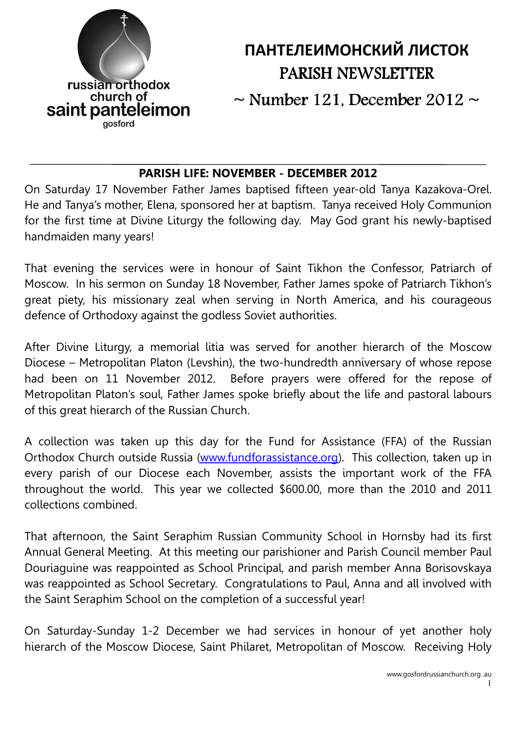russian orthodox church of saint panteleimon gosford

# ПАНТЕЛЕИМОНСКИЙ ЛИСТОК
# PARISH NEWSLETTER

~ Number 121, December 2012 ~

## PARISH LIFE: NOVEMBER - DECEMBER 2012

On Saturday 17 November Father James baptised fifteen year-old Tanya Kazakova-Orel. He and Tanya's mother, Elena, sponsored her at baptism. Tanya received Holy Communion for the first time at Divine Liturgy the following day. May God grant his newly-baptised handmaiden many years!

That evening the services were in honour of Saint Tikhon the Confessor, Patriarch of Moscow. In his sermon on Sunday 18 November, Father James spoke of Patriarch Tikhon's great piety, his missionary zeal when serving in North America, and his courageous defence of Orthodoxy against the godless Soviet authorities.

After Divine Liturgy, a memorial litia was served for another hierarch of the Moscow Diocese – Metropolitan Platon (Levshin), the two-hundredth anniversary of whose repose had been on 11 November 2012. Before prayers were offered for the repose of Metropolitan Platon's soul, Father James spoke briefly about the life and pastoral labours of this great hierarch of the Russian Church.

A collection was taken up this day for the Fund for Assistance (FFA) of the Russian Orthodox Church outside Russia (www.fundforassistance.org). This collection, taken up in every parish of our Diocese each November, assists the important work of the FFA throughout the world. This year we collected $600.00, more than the 2010 and 2011 collections combined.

That afternoon, the Saint Seraphim Russian Community School in Hornsby had its first Annual General Meeting. At this meeting our parishioner and Parish Council member Paul Douriaguine was reappointed as School Principal, and parish member Anna Borisovskaya was reappointed as School Secretary. Congratulations to Paul, Anna and all involved with the Saint Seraphim School on the completion of a successful year!

On Saturday-Sunday 1-2 December we had services in honour of yet another holy hierarch of the Moscow Diocese, Saint Philaret, Metropolitan of Moscow. Receiving Holy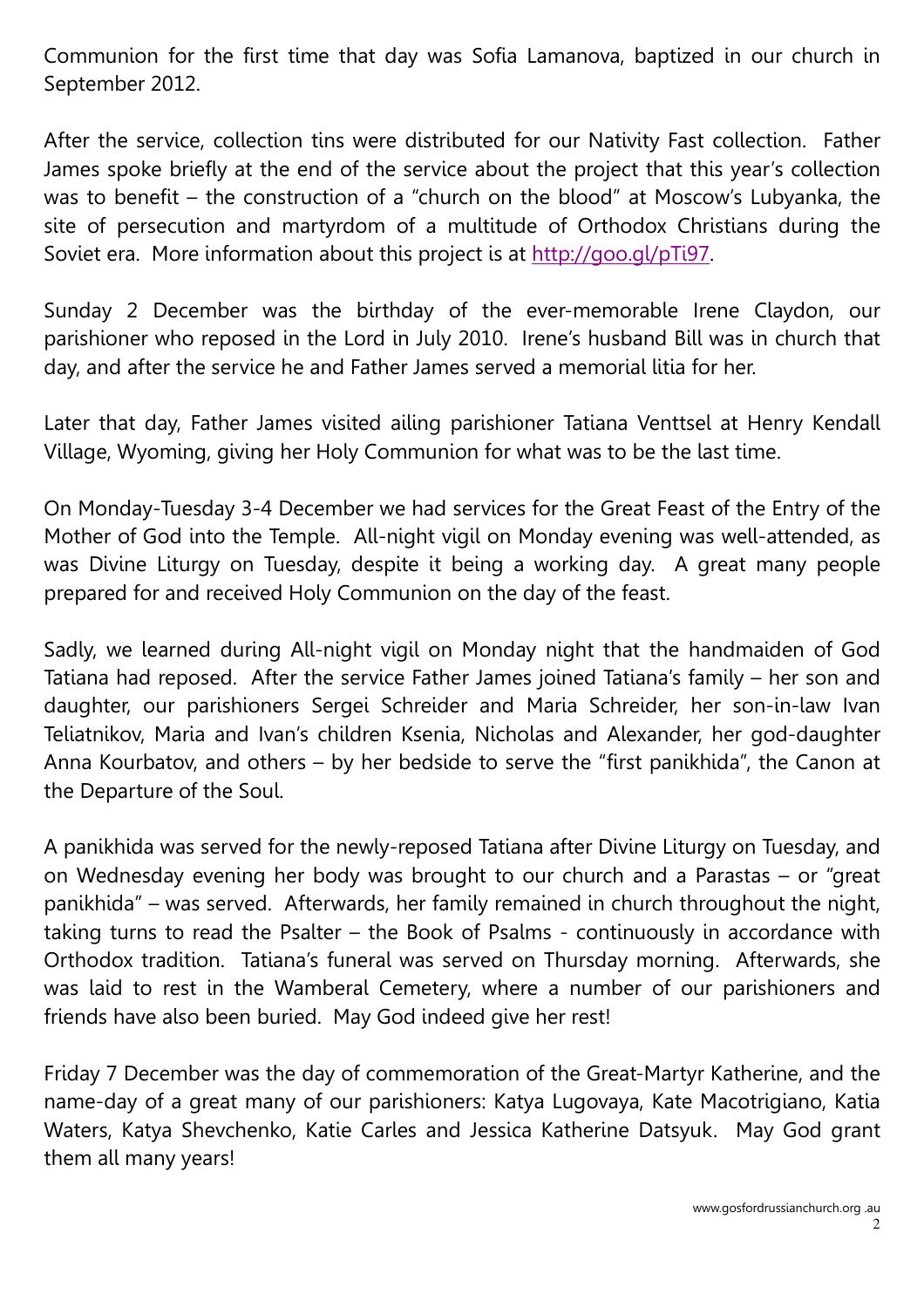Communion for the first time that day was Sofia Lamanova, baptized in our church in September 2012.

After the service, collection tins were distributed for our Nativity Fast collection. Father James spoke briefly at the end of the service about the project that this year's collection was to benefit – the construction of a "church on the blood" at Moscow's Lubyanka, the site of persecution and martyrdom of a multitude of Orthodox Christians during the Soviet era. More information about this project is at [http://goo.gl/pTi97](http://goo.gl/pTi97).

Sunday 2 December was the birthday of the ever-memorable Irene Claydon, our parishioner who reposed in the Lord in July 2010. Irene's husband Bill was in church that day, and after the service he and Father James served a memorial litia for her.

Later that day, Father James visited ailing parishioner Tatiana Venttsel at Henry Kendall Village, Wyoming, giving her Holy Communion for what was to be the last time.

On Monday-Tuesday 3-4 December we had services for the Great Feast of the Entry of the Mother of God into the Temple. All-night vigil on Monday evening was well-attended, as was Divine Liturgy on Tuesday, despite it being a working day. A great many people prepared for and received Holy Communion on the day of the feast.

Sadly, we learned during All-night vigil on Monday night that the handmaiden of God Tatiana had reposed. After the service Father James joined Tatiana's family – her son and daughter, our parishioners Sergei Schreider and Maria Schreider, her son-in-law Ivan Teliatnikov, Maria and Ivan's children Ksenia, Nicholas and Alexander, her god-daughter Anna Kourbatov, and others – by her bedside to serve the "first panikhida", the Canon at the Departure of the Soul.

A panikhida was served for the newly-reposed Tatiana after Divine Liturgy on Tuesday, and on Wednesday evening her body was brought to our church and a Parastas – or "great panikhida" – was served. Afterwards, her family remained in church throughout the night, taking turns to read the Psalter – the Book of Psalms - continuously in accordance with Orthodox tradition. Tatiana's funeral was served on Thursday morning. Afterwards, she was laid to rest in the Wamberal Cemetery, where a number of our parishioners and friends have also been buried. May God indeed give her rest!

Friday 7 December was the day of commemoration of the Great-Martyr Katherine, and the name-day of a great many of our parishioners: Katya Lugovaya, Kate Macotrigiano, Katia Waters, Katya Shevchenko, Katie Carles and Jessica Katherine Datsyuk. May God grant them all many years!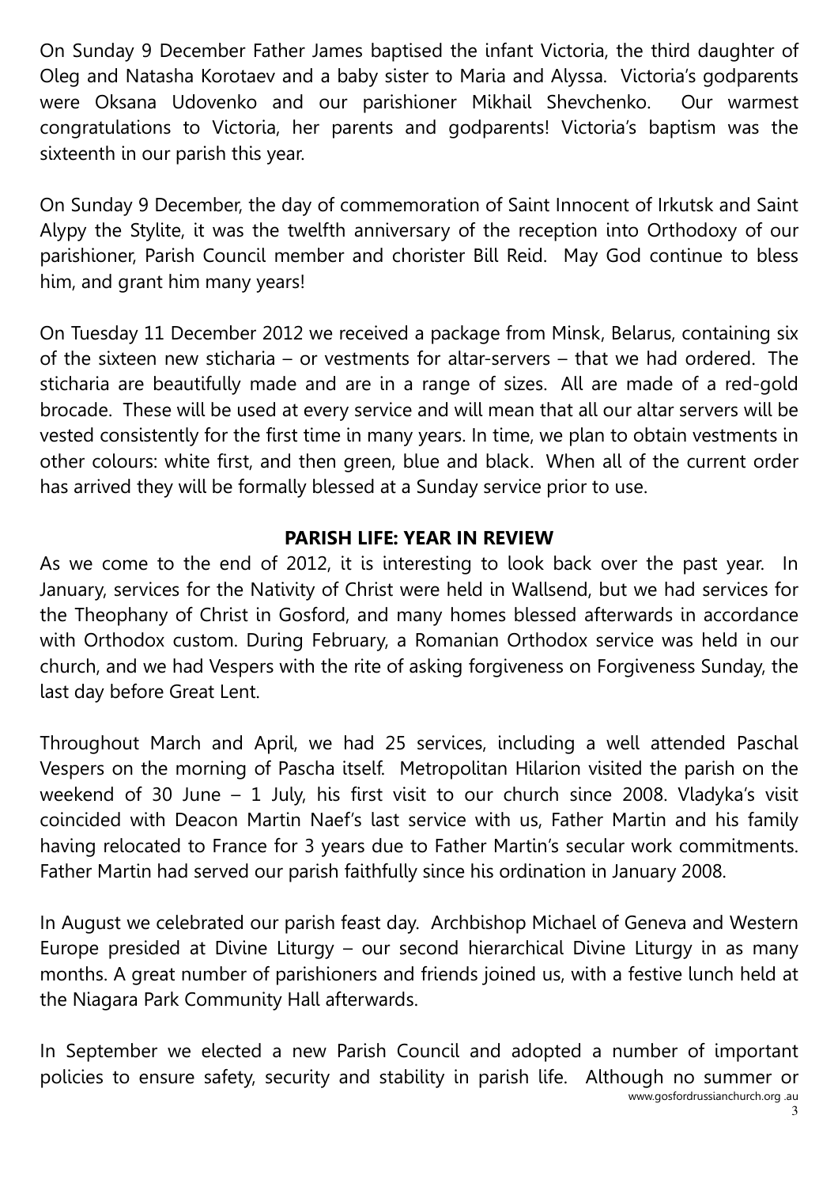On Sunday 9 December Father James baptised the infant Victoria, the third daughter of Oleg and Natasha Korotaev and a baby sister to Maria and Alyssa. Victoria's godparents were Oksana Udovenko and our parishioner Mikhail Shevchenko. Our warmest congratulations to Victoria, her parents and godparents! Victoria's baptism was the sixteenth in our parish this year.

On Sunday 9 December, the day of commemoration of Saint Innocent of Irkutsk and Saint Alypy the Stylite, it was the twelfth anniversary of the reception into Orthodoxy of our parishioner, Parish Council member and chorister Bill Reid. May God continue to bless him, and grant him many years!

On Tuesday 11 December 2012 we received a package from Minsk, Belarus, containing six of the sixteen new sticharia – or vestments for altar-servers – that we had ordered. The sticharia are beautifully made and are in a range of sizes. All are made of a red-gold brocade. These will be used at every service and will mean that all our altar servers will be vested consistently for the first time in many years. In time, we plan to obtain vestments in other colours: white first, and then green, blue and black. When all of the current order has arrived they will be formally blessed at a Sunday service prior to use.

## PARISH LIFE: YEAR IN REVIEW

As we come to the end of 2012, it is interesting to look back over the past year. In January, services for the Nativity of Christ were held in Wallsend, but we had services for the Theophany of Christ in Gosford, and many homes blessed afterwards in accordance with Orthodox custom. During February, a Romanian Orthodox service was held in our church, and we had Vespers with the rite of asking forgiveness on Forgiveness Sunday, the last day before Great Lent.

Throughout March and April, we had 25 services, including a well attended Paschal Vespers on the morning of Pascha itself. Metropolitan Hilarion visited the parish on the weekend of 30 June – 1 July, his first visit to our church since 2008. Vladyka's visit coincided with Deacon Martin Naef's last service with us, Father Martin and his family having relocated to France for 3 years due to Father Martin's secular work commitments. Father Martin had served our parish faithfully since his ordination in January 2008.

In August we celebrated our parish feast day. Archbishop Michael of Geneva and Western Europe presided at Divine Liturgy – our second hierarchical Divine Liturgy in as many months. A great number of parishioners and friends joined us, with a festive lunch held at the Niagara Park Community Hall afterwards.

In September we elected a new Parish Council and adopted a number of important policies to ensure safety, security and stability in parish life. Although no summer or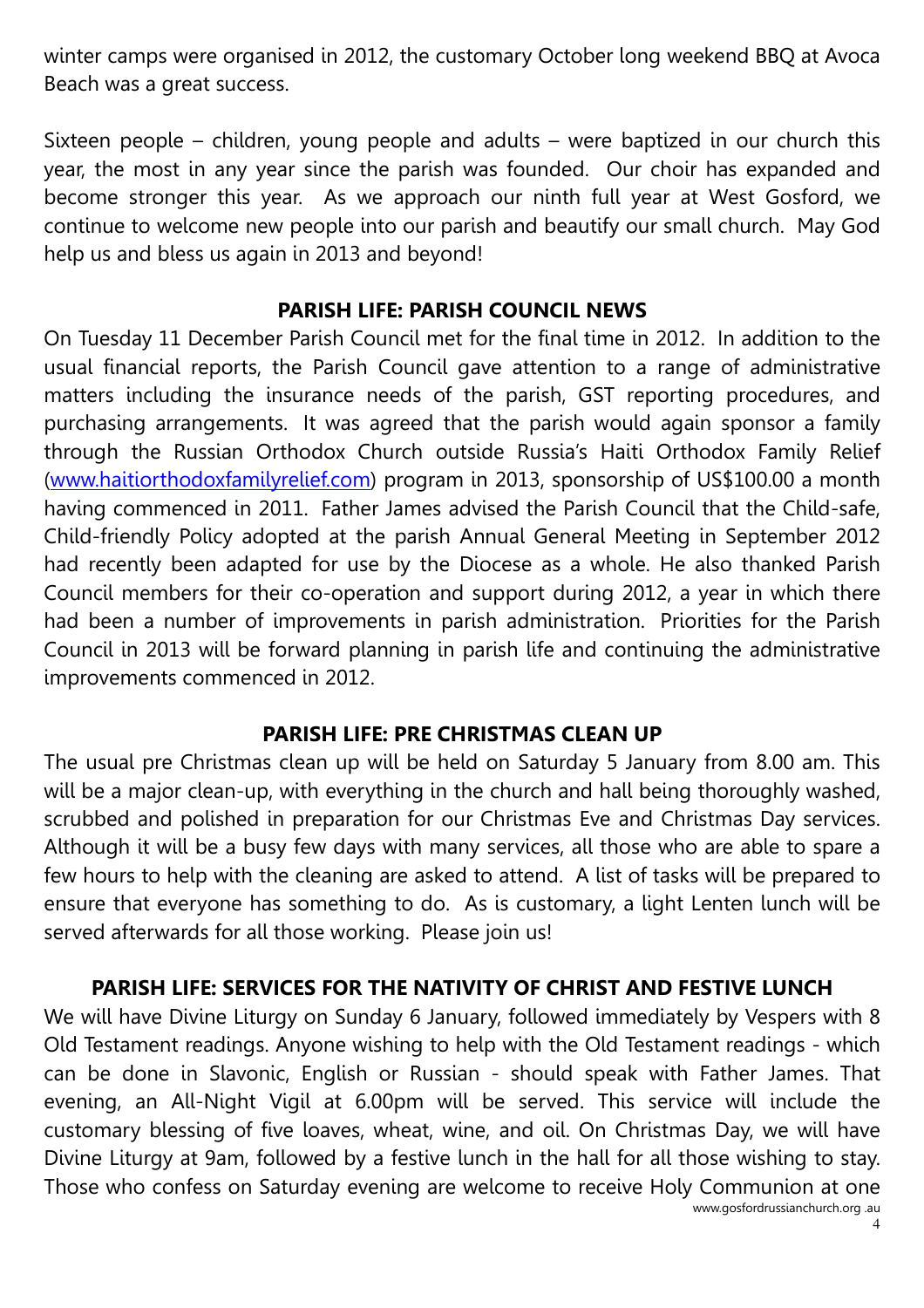winter camps were organised in 2012, the customary October long weekend BBQ at Avoca Beach was a great success.

Sixteen people – children, young people and adults – were baptized in our church this year, the most in any year since the parish was founded. Our choir has expanded and become stronger this year. As we approach our ninth full year at West Gosford, we continue to welcome new people into our parish and beautify our small church. May God help us and bless us again in 2013 and beyond!

## PARISH LIFE: PARISH COUNCIL NEWS

On Tuesday 11 December Parish Council met for the final time in 2012. In addition to the usual financial reports, the Parish Council gave attention to a range of administrative matters including the insurance needs of the parish, GST reporting procedures, and purchasing arrangements. It was agreed that the parish would again sponsor a family through the Russian Orthodox Church outside Russia's Haiti Orthodox Family Relief (www.haitiorthodoxfamilyrelief.com) program in 2013, sponsorship of US$100.00 a month having commenced in 2011. Father James advised the Parish Council that the Child-safe, Child-friendly Policy adopted at the parish Annual General Meeting in September 2012 had recently been adapted for use by the Diocese as a whole. He also thanked Parish Council members for their co-operation and support during 2012, a year in which there had been a number of improvements in parish administration. Priorities for the Parish Council in 2013 will be forward planning in parish life and continuing the administrative improvements commenced in 2012.

## PARISH LIFE: PRE CHRISTMAS CLEAN UP

The usual pre Christmas clean up will be held on Saturday 5 January from 8.00 am. This will be a major clean-up, with everything in the church and hall being thoroughly washed, scrubbed and polished in preparation for our Christmas Eve and Christmas Day services. Although it will be a busy few days with many services, all those who are able to spare a few hours to help with the cleaning are asked to attend. A list of tasks will be prepared to ensure that everyone has something to do. As is customary, a light Lenten lunch will be served afterwards for all those working. Please join us!

## PARISH LIFE: SERVICES FOR THE NATIVITY OF CHRIST AND FESTIVE LUNCH

We will have Divine Liturgy on Sunday 6 January, followed immediately by Vespers with 8 Old Testament readings. Anyone wishing to help with the Old Testament readings - which can be done in Slavonic, English or Russian - should speak with Father James. That evening, an All-Night Vigil at 6.00pm will be served. This service will include the customary blessing of five loaves, wheat, wine, and oil. On Christmas Day, we will have Divine Liturgy at 9am, followed by a festive lunch in the hall for all those wishing to stay. Those who confess on Saturday evening are welcome to receive Holy Communion at one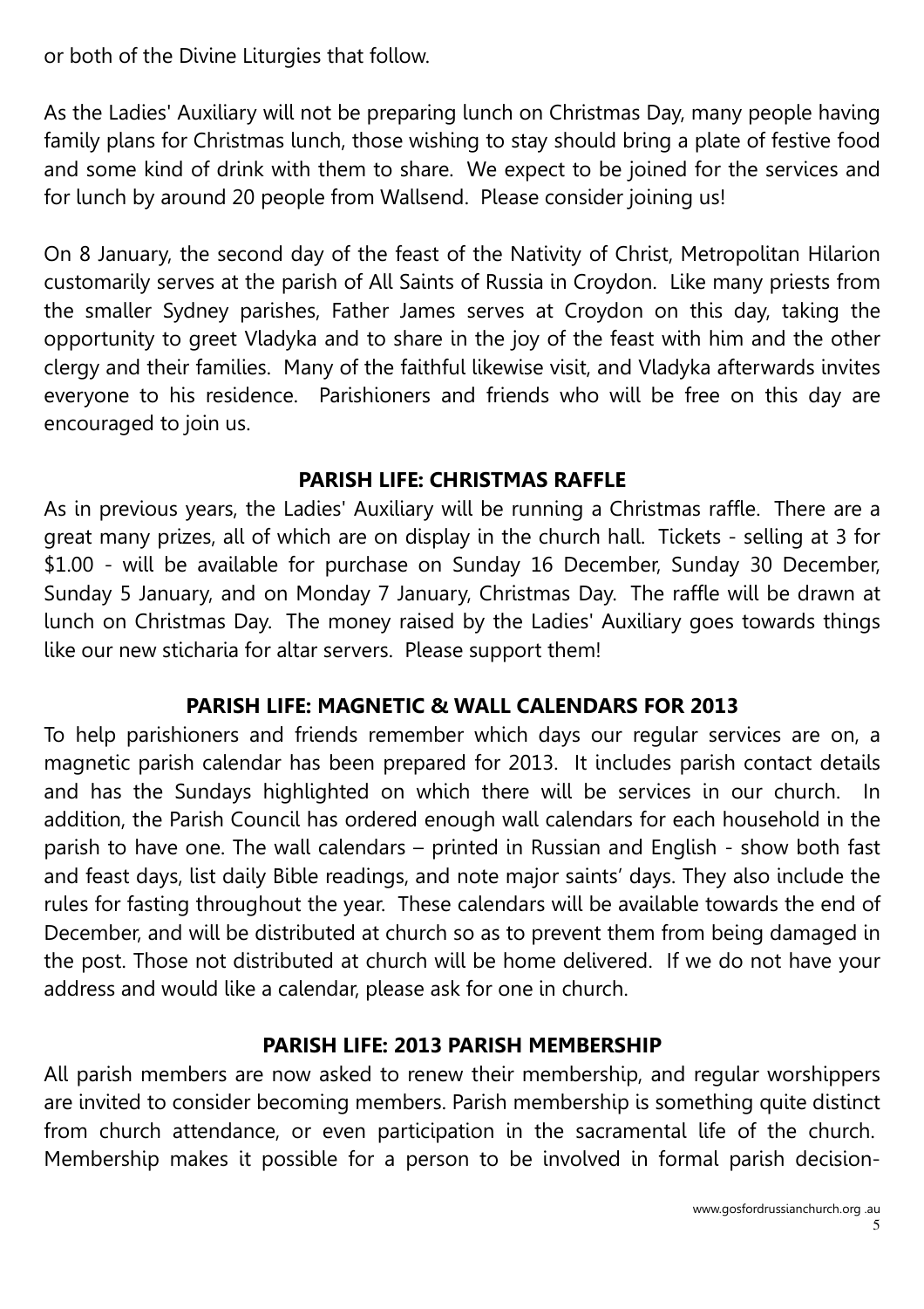or both of the Divine Liturgies that follow.

As the Ladies' Auxiliary will not be preparing lunch on Christmas Day, many people having family plans for Christmas lunch, those wishing to stay should bring a plate of festive food and some kind of drink with them to share. We expect to be joined for the services and for lunch by around 20 people from Wallsend. Please consider joining us!

On 8 January, the second day of the feast of the Nativity of Christ, Metropolitan Hilarion customarily serves at the parish of All Saints of Russia in Croydon. Like many priests from the smaller Sydney parishes, Father James serves at Croydon on this day, taking the opportunity to greet Vladyka and to share in the joy of the feast with him and the other clergy and their families. Many of the faithful likewise visit, and Vladyka afterwards invites everyone to his residence. Parishioners and friends who will be free on this day are encouraged to join us.

## PARISH LIFE: CHRISTMAS RAFFLE

As in previous years, the Ladies' Auxiliary will be running a Christmas raffle. There are a great many prizes, all of which are on display in the church hall. Tickets - selling at 3 for $1.00 - will be available for purchase on Sunday 16 December, Sunday 30 December, Sunday 5 January, and on Monday 7 January, Christmas Day. The raffle will be drawn at lunch on Christmas Day. The money raised by the Ladies' Auxiliary goes towards things like our new sticharia for altar servers. Please support them!

## PARISH LIFE: MAGNETIC & WALL CALENDARS FOR 2013

To help parishioners and friends remember which days our regular services are on, a magnetic parish calendar has been prepared for 2013. It includes parish contact details and has the Sundays highlighted on which there will be services in our church. In addition, the Parish Council has ordered enough wall calendars for each household in the parish to have one. The wall calendars – printed in Russian and English - show both fast and feast days, list daily Bible readings, and note major saints' days. They also include the rules for fasting throughout the year. These calendars will be available towards the end of December, and will be distributed at church so as to prevent them from being damaged in the post. Those not distributed at church will be home delivered. If we do not have your address and would like a calendar, please ask for one in church.

## PARISH LIFE: 2013 PARISH MEMBERSHIP

All parish members are now asked to renew their membership, and regular worshippers are invited to consider becoming members. Parish membership is something quite distinct from church attendance, or even participation in the sacramental life of the church. Membership makes it possible for a person to be involved in formal parish decision-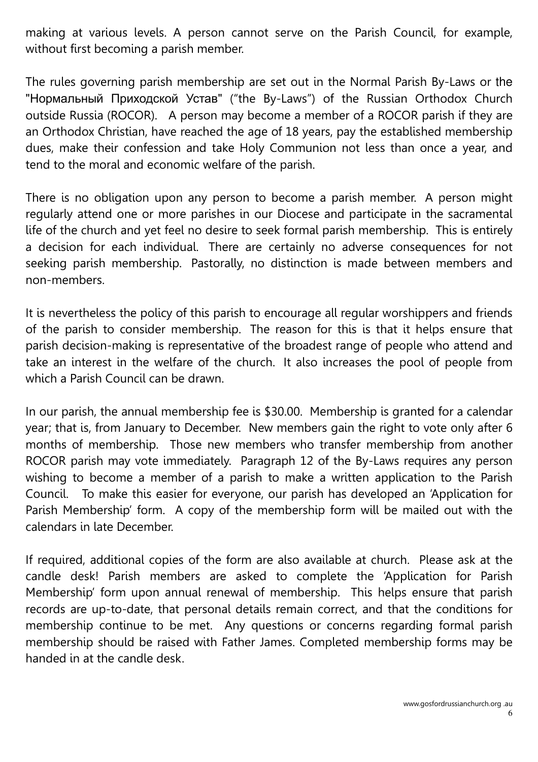making at various levels. A person cannot serve on the Parish Council, for example, without first becoming a parish member.

The rules governing parish membership are set out in the Normal Parish By-Laws or the "Нормальный Приходской Устав" ("the By-Laws") of the Russian Orthodox Church outside Russia (ROCOR). A person may become a member of a ROCOR parish if they are an Orthodox Christian, have reached the age of 18 years, pay the established membership dues, make their confession and take Holy Communion not less than once a year, and tend to the moral and economic welfare of the parish.

There is no obligation upon any person to become a parish member. A person might regularly attend one or more parishes in our Diocese and participate in the sacramental life of the church and yet feel no desire to seek formal parish membership. This is entirely a decision for each individual. There are certainly no adverse consequences for not seeking parish membership. Pastorally, no distinction is made between members and non-members.

It is nevertheless the policy of this parish to encourage all regular worshippers and friends of the parish to consider membership. The reason for this is that it helps ensure that parish decision-making is representative of the broadest range of people who attend and take an interest in the welfare of the church. It also increases the pool of people from which a Parish Council can be drawn.

In our parish, the annual membership fee is $30.00. Membership is granted for a calendar year; that is, from January to December. New members gain the right to vote only after 6 months of membership. Those new members who transfer membership from another ROCOR parish may vote immediately. Paragraph 12 of the By-Laws requires any person wishing to become a member of a parish to make a written application to the Parish Council. To make this easier for everyone, our parish has developed an 'Application for Parish Membership' form. A copy of the membership form will be mailed out with the calendars in late December.

If required, additional copies of the form are also available at church. Please ask at the candle desk! Parish members are asked to complete the 'Application for Parish Membership' form upon annual renewal of membership. This helps ensure that parish records are up-to-date, that personal details remain correct, and that the conditions for membership continue to be met. Any questions or concerns regarding formal parish membership should be raised with Father James. Completed membership forms may be handed in at the candle desk.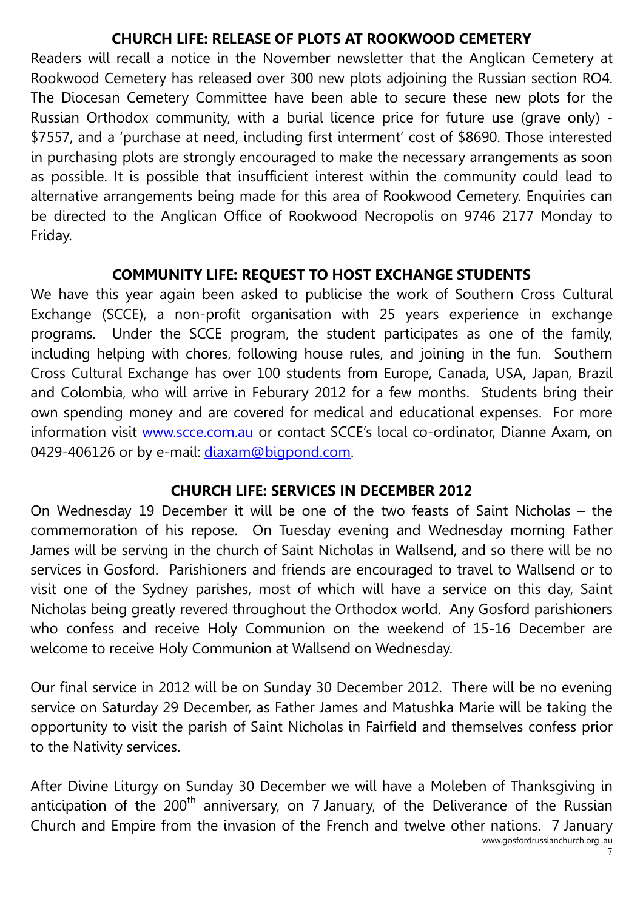## CHURCH LIFE: RELEASE OF PLOTS AT ROOKWOOD CEMETERY

Readers will recall a notice in the November newsletter that the Anglican Cemetery at Rookwood Cemetery has released over 300 new plots adjoining the Russian section RO4. The Diocesan Cemetery Committee have been able to secure these new plots for the Russian Orthodox community, with a burial licence price for future use (grave only) - $7557, and a 'purchase at need, including first interment' cost of $8690. Those interested in purchasing plots are strongly encouraged to make the necessary arrangements as soon as possible. It is possible that insufficient interest within the community could lead to alternative arrangements being made for this area of Rookwood Cemetery. Enquiries can be directed to the Anglican Office of Rookwood Necropolis on 9746 2177 Monday to Friday.

## COMMUNITY LIFE: REQUEST TO HOST EXCHANGE STUDENTS

We have this year again been asked to publicise the work of Southern Cross Cultural Exchange (SCCE), a non-profit organisation with 25 years experience in exchange programs. Under the SCCE program, the student participates as one of the family, including helping with chores, following house rules, and joining in the fun. Southern Cross Cultural Exchange has over 100 students from Europe, Canada, USA, Japan, Brazil and Colombia, who will arrive in Feburary 2012 for a few months. Students bring their own spending money and are covered for medical and educational expenses. For more information visit [www.scce.com.au](http://www.scce.com.au) or contact SCCE's local co-ordinator, Dianne Axam, on 0429-406126 or by e-mail: [diaxam@bigpond.com](mailto:diaxam@bigpond.com).

## CHURCH LIFE: SERVICES IN DECEMBER 2012

On Wednesday 19 December it will be one of the two feasts of Saint Nicholas – the commemoration of his repose. On Tuesday evening and Wednesday morning Father James will be serving in the church of Saint Nicholas in Wallsend, and so there will be no services in Gosford. Parishioners and friends are encouraged to travel to Wallsend or to visit one of the Sydney parishes, most of which will have a service on this day, Saint Nicholas being greatly revered throughout the Orthodox world. Any Gosford parishioners who confess and receive Holy Communion on the weekend of 15-16 December are welcome to receive Holy Communion at Wallsend on Wednesday.

Our final service in 2012 will be on Sunday 30 December 2012. There will be no evening service on Saturday 29 December, as Father James and Matushka Marie will be taking the opportunity to visit the parish of Saint Nicholas in Fairfield and themselves confess prior to the Nativity services.

After Divine Liturgy on Sunday 30 December we will have a Moleben of Thanksgiving in anticipation of the 200th anniversary, on 7 January, of the Deliverance of the Russian Church and Empire from the invasion of the French and twelve other nations. 7 January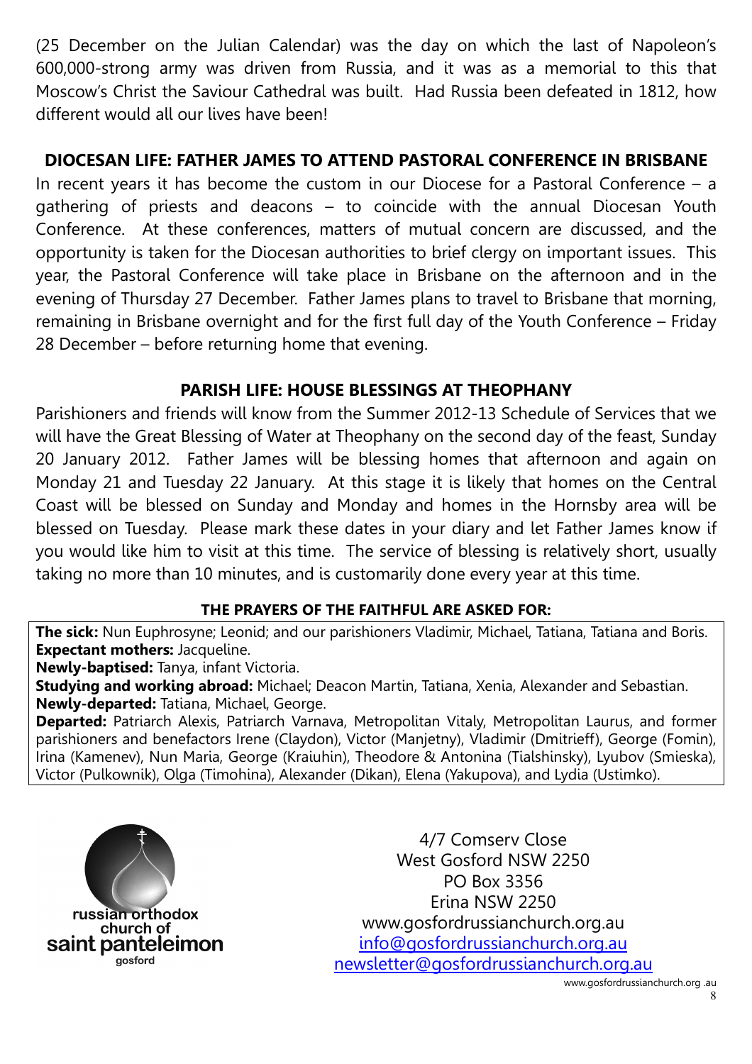(25 December on the Julian Calendar) was the day on which the last of Napoleon's 600,000-strong army was driven from Russia, and it was as a memorial to this that Moscow's Christ the Saviour Cathedral was built. Had Russia been defeated in 1812, how different would all our lives have been!

## DIOCESAN LIFE: FATHER JAMES TO ATTEND PASTORAL CONFERENCE IN BRISBANE

In recent years it has become the custom in our Diocese for a Pastoral Conference – a gathering of priests and deacons – to coincide with the annual Diocesan Youth Conference. At these conferences, matters of mutual concern are discussed, and the opportunity is taken for the Diocesan authorities to brief clergy on important issues. This year, the Pastoral Conference will take place in Brisbane on the afternoon and in the evening of Thursday 27 December. Father James plans to travel to Brisbane that morning, remaining in Brisbane overnight and for the first full day of the Youth Conference – Friday 28 December – before returning home that evening.

## PARISH LIFE: HOUSE BLESSINGS AT THEOPHANY

Parishioners and friends will know from the Summer 2012-13 Schedule of Services that we will have the Great Blessing of Water at Theophany on the second day of the feast, Sunday 20 January 2012. Father James will be blessing homes that afternoon and again on Monday 21 and Tuesday 22 January. At this stage it is likely that homes on the Central Coast will be blessed on Sunday and Monday and homes in the Hornsby area will be blessed on Tuesday. Please mark these dates in your diary and let Father James know if you would like him to visit at this time. The service of blessing is relatively short, usually taking no more than 10 minutes, and is customarily done every year at this time.

### THE PRAYERS OF THE FAITHFUL ARE ASKED FOR:

**The sick:** Nun Euphrosyne; Leonid; and our parishioners Vladimir, Michael, Tatiana, Tatiana and Boris.
**Expectant mothers:** Jacqueline.
**Newly-baptised:** Tanya, infant Victoria.
**Studying and working abroad:** Michael; Deacon Martin, Tatiana, Xenia, Alexander and Sebastian.
**Newly-departed:** Tatiana, Michael, George.
**Departed:** Patriarch Alexis, Patriarch Varnava, Metropolitan Vitaly, Metropolitan Laurus, and former parishioners and benefactors Irene (Claydon), Victor (Manjetny), Vladimir (Dmitrieff), George (Fomin), Irina (Kamenev), Nun Maria, George (Kraiuhin), Theodore & Antonina (Tialshinsky), Lyubov (Smieska), Victor (Pulkownik), Olga (Timohina), Alexander (Dikan), Elena (Yakupova), and Lydia (Ustimko).

russian orthodox
church of
saint panteleimon
gosford

4/7 Comserv Close
West Gosford NSW 2250
PO Box 3356
Erina NSW 2250
www.gosfordrussianchurch.org.au
info@gosfordrussianchurch.org.au
newsletter@gosfordrussianchurch.org.au